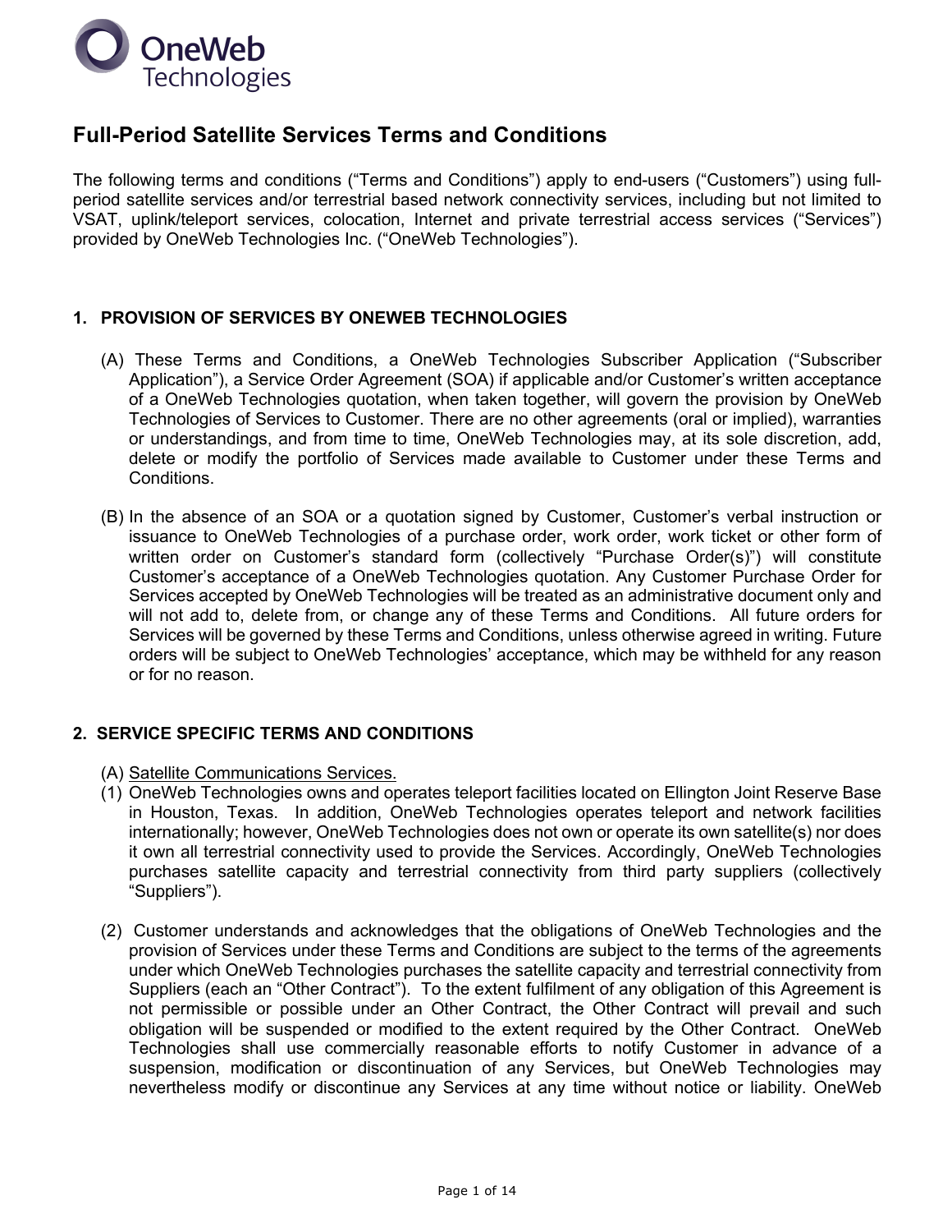# Full-Period Satellite Services Terms and Conditions

The following terms and conditions ("Terms and Conditions") apply to end-users ("Customers") using full-period satellite services and/or terrestrial based network connectivity services, including but not limited to VSAT, uplink/teleport services, colocation, Internet and private terrestrial access services ("Services") provided by OneWeb Technologies Inc. ("OneWeb Technologies").

## 1. PROVISION OF SERVICES BY ONEWEB TECHNOLOGIES

(A) These Terms and Conditions, a OneWeb Technologies Subscriber Application ("Subscriber Application"), a Service Order Agreement (SOA) if applicable and/or Customer's written acceptance of a OneWeb Technologies quotation, when taken together, will govern the provision by OneWeb Technologies of Services to Customer. There are no other agreements (oral or implied), warranties or understandings, and from time to time, OneWeb Technologies may, at its sole discretion, add, delete or modify the portfolio of Services made available to Customer under these Terms and Conditions.

(B) In the absence of an SOA or a quotation signed by Customer, Customer's verbal instruction or issuance to OneWeb Technologies of a purchase order, work order, work ticket or other form of written order on Customer's standard form (collectively "Purchase Order(s)") will constitute Customer's acceptance of a OneWeb Technologies quotation. Any Customer Purchase Order for Services accepted by OneWeb Technologies will be treated as an administrative document only and will not add to, delete from, or change any of these Terms and Conditions. All future orders for Services will be governed by these Terms and Conditions, unless otherwise agreed in writing. Future orders will be subject to OneWeb Technologies' acceptance, which may be withheld for any reason or for no reason.

## 2. SERVICE SPECIFIC TERMS AND CONDITIONS

(A) Satellite Communications Services.

(1) OneWeb Technologies owns and operates teleport facilities located on Ellington Joint Reserve Base in Houston, Texas. In addition, OneWeb Technologies operates teleport and network facilities internationally; however, OneWeb Technologies does not own or operate its own satellite(s) nor does it own all terrestrial connectivity used to provide the Services. Accordingly, OneWeb Technologies purchases satellite capacity and terrestrial connectivity from third party suppliers (collectively "Suppliers").

(2) Customer understands and acknowledges that the obligations of OneWeb Technologies and the provision of Services under these Terms and Conditions are subject to the terms of the agreements under which OneWeb Technologies purchases the satellite capacity and terrestrial connectivity from Suppliers (each an "Other Contract"). To the extent fulfilment of any obligation of this Agreement is not permissible or possible under an Other Contract, the Other Contract will prevail and such obligation will be suspended or modified to the extent required by the Other Contract. OneWeb Technologies shall use commercially reasonable efforts to notify Customer in advance of a suspension, modification or discontinuation of any Services, but OneWeb Technologies may nevertheless modify or discontinue any Services at any time without notice or liability. OneWeb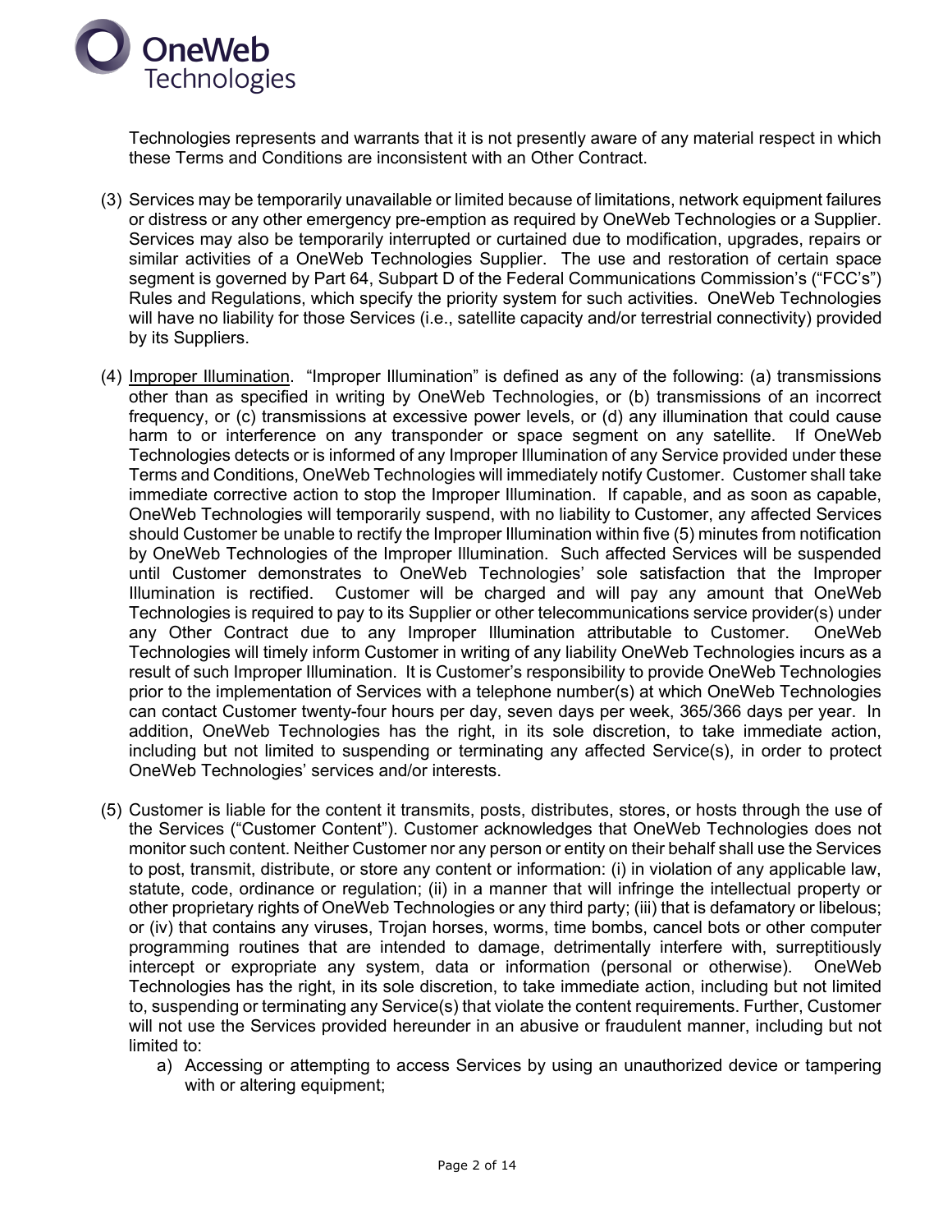Technologies represents and warrants that it is not presently aware of any material respect in which these Terms and Conditions are inconsistent with an Other Contract.

(3) Services may be temporarily unavailable or limited because of limitations, network equipment failures or distress or any other emergency pre-emption as required by OneWeb Technologies or a Supplier. Services may also be temporarily interrupted or curtained due to modification, upgrades, repairs or similar activities of a OneWeb Technologies Supplier. The use and restoration of certain space segment is governed by Part 64, Subpart D of the Federal Communications Commission's ("FCC's") Rules and Regulations, which specify the priority system for such activities. OneWeb Technologies will have no liability for those Services (i.e., satellite capacity and/or terrestrial connectivity) provided by its Suppliers.

(4) Improper Illumination. "Improper Illumination" is defined as any of the following: (a) transmissions other than as specified in writing by OneWeb Technologies, or (b) transmissions of an incorrect frequency, or (c) transmissions at excessive power levels, or (d) any illumination that could cause harm to or interference on any transponder or space segment on any satellite. If OneWeb Technologies detects or is informed of any Improper Illumination of any Service provided under these Terms and Conditions, OneWeb Technologies will immediately notify Customer. Customer shall take immediate corrective action to stop the Improper Illumination. If capable, and as soon as capable, OneWeb Technologies will temporarily suspend, with no liability to Customer, any affected Services should Customer be unable to rectify the Improper Illumination within five (5) minutes from notification by OneWeb Technologies of the Improper Illumination. Such affected Services will be suspended until Customer demonstrates to OneWeb Technologies' sole satisfaction that the Improper Illumination is rectified. Customer will be charged and will pay any amount that OneWeb Technologies is required to pay to its Supplier or other telecommunications service provider(s) under any Other Contract due to any Improper Illumination attributable to Customer. OneWeb Technologies will timely inform Customer in writing of any liability OneWeb Technologies incurs as a result of such Improper Illumination. It is Customer's responsibility to provide OneWeb Technologies prior to the implementation of Services with a telephone number(s) at which OneWeb Technologies can contact Customer twenty-four hours per day, seven days per week, 365/366 days per year. In addition, OneWeb Technologies has the right, in its sole discretion, to take immediate action, including but not limited to suspending or terminating any affected Service(s), in order to protect OneWeb Technologies' services and/or interests.

(5) Customer is liable for the content it transmits, posts, distributes, stores, or hosts through the use of the Services ("Customer Content"). Customer acknowledges that OneWeb Technologies does not monitor such content. Neither Customer nor any person or entity on their behalf shall use the Services to post, transmit, distribute, or store any content or information: (i) in violation of any applicable law, statute, code, ordinance or regulation; (ii) in a manner that will infringe the intellectual property or other proprietary rights of OneWeb Technologies or any third party; (iii) that is defamatory or libelous; or (iv) that contains any viruses, Trojan horses, worms, time bombs, cancel bots or other computer programming routines that are intended to damage, detrimentally interfere with, surreptitiously intercept or expropriate any system, data or information (personal or otherwise). OneWeb Technologies has the right, in its sole discretion, to take immediate action, including but not limited to, suspending or terminating any Service(s) that violate the content requirements. Further, Customer will not use the Services provided hereunder in an abusive or fraudulent manner, including but not limited to:

   a) Accessing or attempting to access Services by using an unauthorized device or tampering with or altering equipment;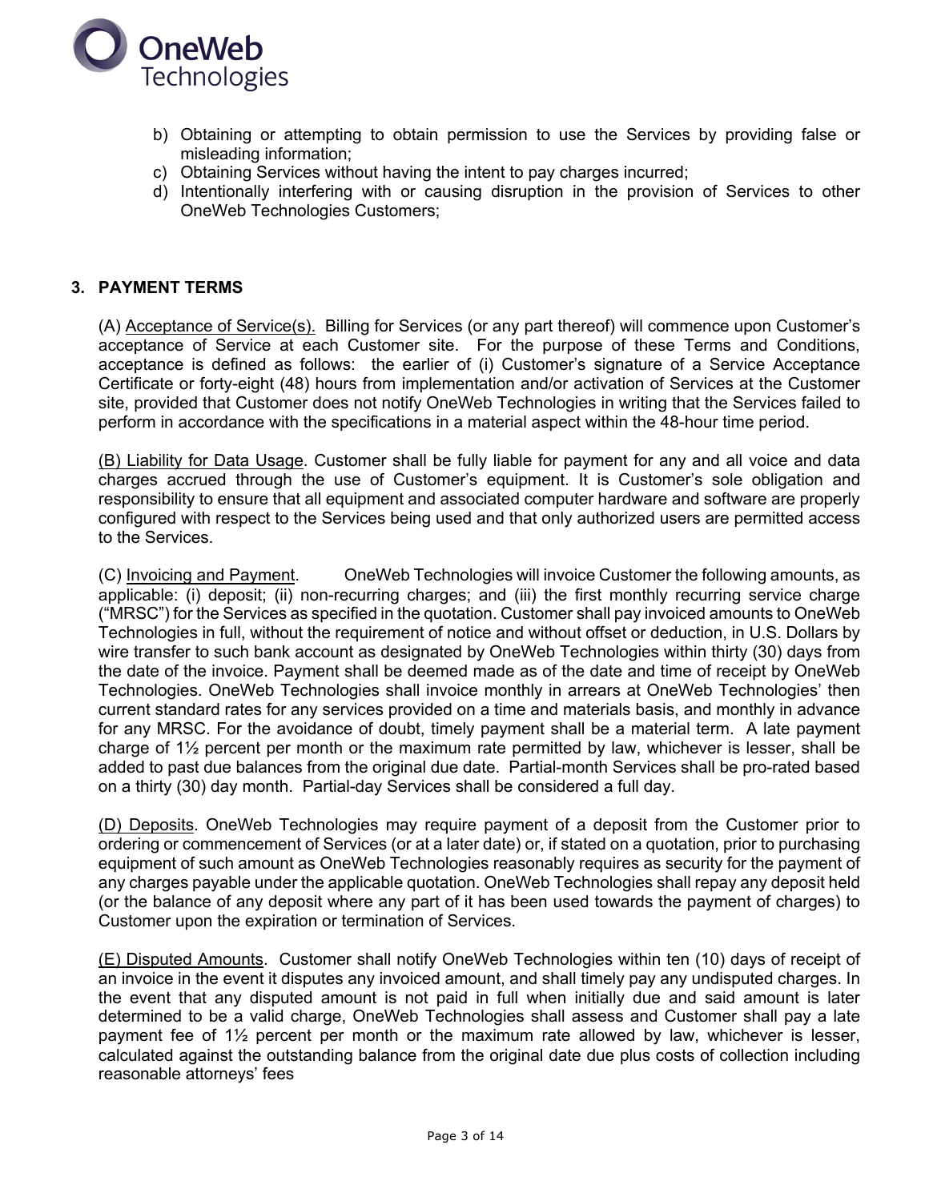b) Obtaining or attempting to obtain permission to use the Services by providing false or misleading information;
c) Obtaining Services without having the intent to pay charges incurred;
d) Intentionally interfering with or causing disruption in the provision of Services to other OneWeb Technologies Customers;

## 3. PAYMENT TERMS

(A) Acceptance of Service(s). Billing for Services (or any part thereof) will commence upon Customer's acceptance of Service at each Customer site. For the purpose of these Terms and Conditions, acceptance is defined as follows: the earlier of (i) Customer's signature of a Service Acceptance Certificate or forty-eight (48) hours from implementation and/or activation of Services at the Customer site, provided that Customer does not notify OneWeb Technologies in writing that the Services failed to perform in accordance with the specifications in a material aspect within the 48-hour time period.

(B) Liability for Data Usage. Customer shall be fully liable for payment for any and all voice and data charges accrued through the use of Customer's equipment. It is Customer's sole obligation and responsibility to ensure that all equipment and associated computer hardware and software are properly configured with respect to the Services being used and that only authorized users are permitted access to the Services.

(C) Invoicing and Payment. OneWeb Technologies will invoice Customer the following amounts, as applicable: (i) deposit; (ii) non-recurring charges; and (iii) the first monthly recurring service charge ("MRSC") for the Services as specified in the quotation. Customer shall pay invoiced amounts to OneWeb Technologies in full, without the requirement of notice and without offset or deduction, in U.S. Dollars by wire transfer to such bank account as designated by OneWeb Technologies within thirty (30) days from the date of the invoice. Payment shall be deemed made as of the date and time of receipt by OneWeb Technologies. OneWeb Technologies shall invoice monthly in arrears at OneWeb Technologies' then current standard rates for any services provided on a time and materials basis, and monthly in advance for any MRSC. For the avoidance of doubt, timely payment shall be a material term. A late payment charge of 1½ percent per month or the maximum rate permitted by law, whichever is lesser, shall be added to past due balances from the original due date. Partial-month Services shall be pro-rated based on a thirty (30) day month. Partial-day Services shall be considered a full day.

(D) Deposits. OneWeb Technologies may require payment of a deposit from the Customer prior to ordering or commencement of Services (or at a later date) or, if stated on a quotation, prior to purchasing equipment of such amount as OneWeb Technologies reasonably requires as security for the payment of any charges payable under the applicable quotation. OneWeb Technologies shall repay any deposit held (or the balance of any deposit where any part of it has been used towards the payment of charges) to Customer upon the expiration or termination of Services.

(E) Disputed Amounts. Customer shall notify OneWeb Technologies within ten (10) days of receipt of an invoice in the event it disputes any invoiced amount, and shall timely pay any undisputed charges. In the event that any disputed amount is not paid in full when initially due and said amount is later determined to be a valid charge, OneWeb Technologies shall assess and Customer shall pay a late payment fee of 1½ percent per month or the maximum rate allowed by law, whichever is lesser, calculated against the outstanding balance from the original date due plus costs of collection including reasonable attorneys' fees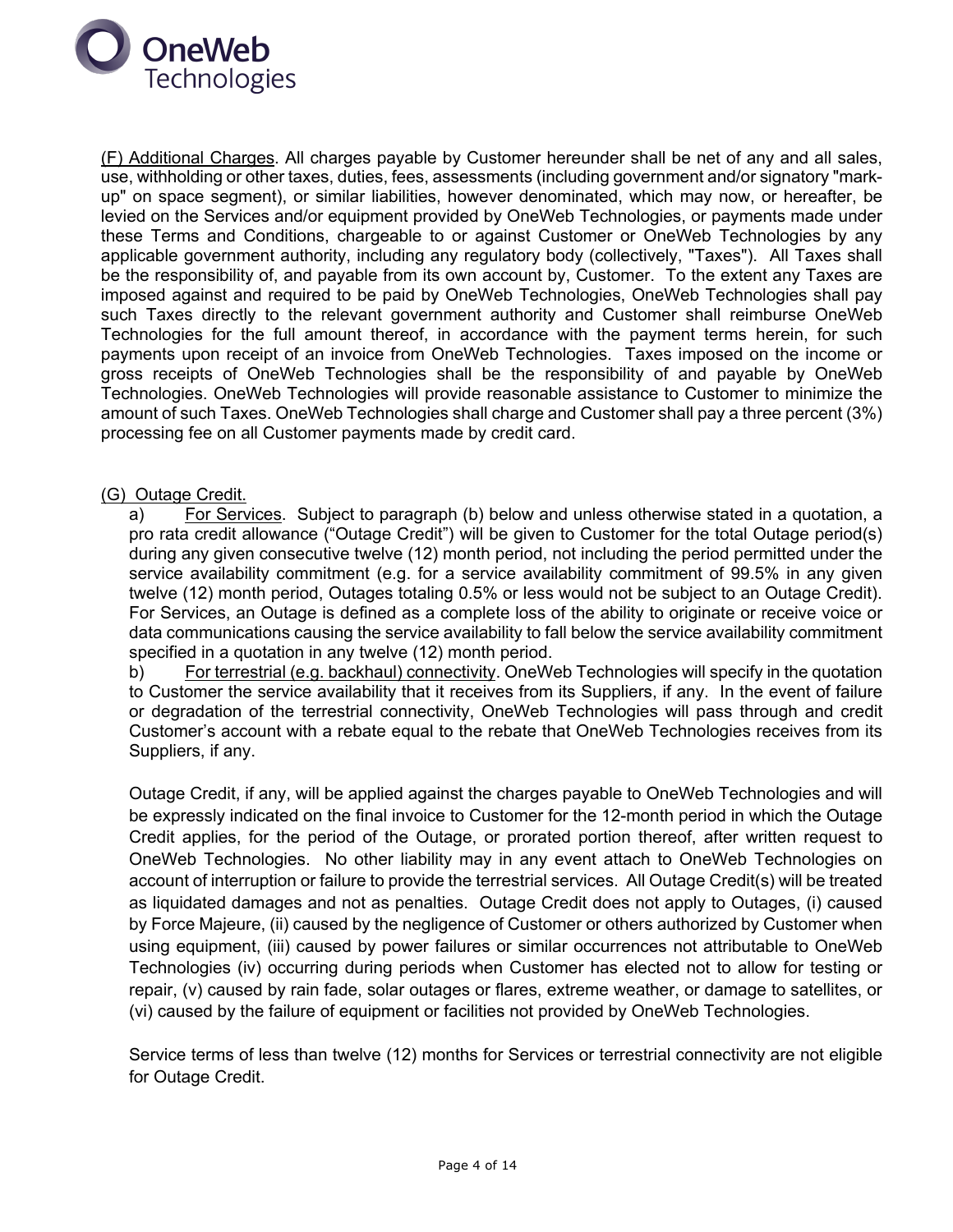<u>(F) Additional Charges</u>. All charges payable by Customer hereunder shall be net of any and all sales, use, withholding or other taxes, duties, fees, assessments (including government and/or signatory "mark-up" on space segment), or similar liabilities, however denominated, which may now, or hereafter, be levied on the Services and/or equipment provided by OneWeb Technologies, or payments made under these Terms and Conditions, chargeable to or against Customer or OneWeb Technologies by any applicable government authority, including any regulatory body (collectively, "Taxes"). All Taxes shall be the responsibility of, and payable from its own account by, Customer. To the extent any Taxes are imposed against and required to be paid by OneWeb Technologies, OneWeb Technologies shall pay such Taxes directly to the relevant government authority and Customer shall reimburse OneWeb Technologies for the full amount thereof, in accordance with the payment terms herein, for such payments upon receipt of an invoice from OneWeb Technologies. Taxes imposed on the income or gross receipts of OneWeb Technologies shall be the responsibility of and payable by OneWeb Technologies. OneWeb Technologies will provide reasonable assistance to Customer to minimize the amount of such Taxes. OneWeb Technologies shall charge and Customer shall pay a three percent (3%) processing fee on all Customer payments made by credit card.

<u>(G) Outage Credit.</u>

a) <u>For Services</u>. Subject to paragraph (b) below and unless otherwise stated in a quotation, a pro rata credit allowance ("Outage Credit") will be given to Customer for the total Outage period(s) during any given consecutive twelve (12) month period, not including the period permitted under the service availability commitment (e.g. for a service availability commitment of 99.5% in any given twelve (12) month period, Outages totaling 0.5% or less would not be subject to an Outage Credit). For Services, an Outage is defined as a complete loss of the ability to originate or receive voice or data communications causing the service availability to fall below the service availability commitment specified in a quotation in any twelve (12) month period.

b) <u>For terrestrial (e.g. backhaul) connectivity</u>. OneWeb Technologies will specify in the quotation to Customer the service availability that it receives from its Suppliers, if any. In the event of failure or degradation of the terrestrial connectivity, OneWeb Technologies will pass through and credit Customer's account with a rebate equal to the rebate that OneWeb Technologies receives from its Suppliers, if any.

Outage Credit, if any, will be applied against the charges payable to OneWeb Technologies and will be expressly indicated on the final invoice to Customer for the 12-month period in which the Outage Credit applies, for the period of the Outage, or prorated portion thereof, after written request to OneWeb Technologies. No other liability may in any event attach to OneWeb Technologies on account of interruption or failure to provide the terrestrial services. All Outage Credit(s) will be treated as liquidated damages and not as penalties. Outage Credit does not apply to Outages, (i) caused by Force Majeure, (ii) caused by the negligence of Customer or others authorized by Customer when using equipment, (iii) caused by power failures or similar occurrences not attributable to OneWeb Technologies (iv) occurring during periods when Customer has elected not to allow for testing or repair, (v) caused by rain fade, solar outages or flares, extreme weather, or damage to satellites, or (vi) caused by the failure of equipment or facilities not provided by OneWeb Technologies.

Service terms of less than twelve (12) months for Services or terrestrial connectivity are not eligible for Outage Credit.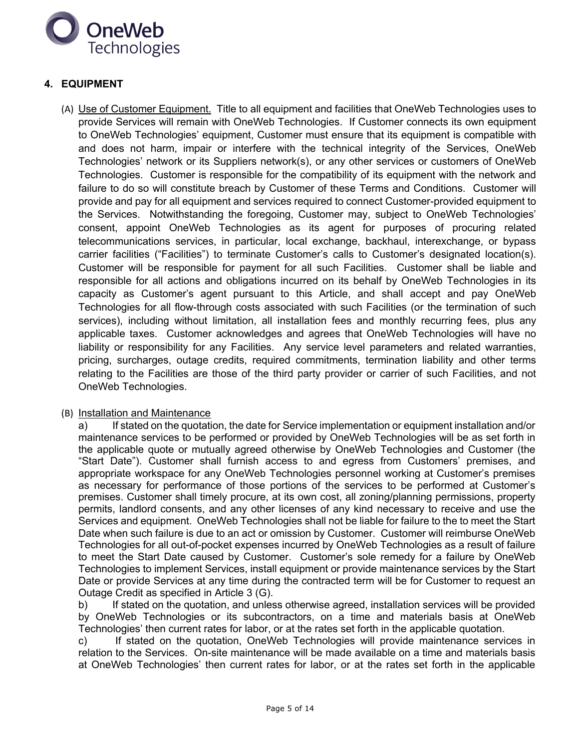## 4. EQUIPMENT

(A) Use of Customer Equipment. Title to all equipment and facilities that OneWeb Technologies uses to provide Services will remain with OneWeb Technologies. If Customer connects its own equipment to OneWeb Technologies' equipment, Customer must ensure that its equipment is compatible with and does not harm, impair or interfere with the technical integrity of the Services, OneWeb Technologies' network or its Suppliers network(s), or any other services or customers of OneWeb Technologies. Customer is responsible for the compatibility of its equipment with the network and failure to do so will constitute breach by Customer of these Terms and Conditions. Customer will provide and pay for all equipment and services required to connect Customer-provided equipment to the Services. Notwithstanding the foregoing, Customer may, subject to OneWeb Technologies' consent, appoint OneWeb Technologies as its agent for purposes of procuring related telecommunications services, in particular, local exchange, backhaul, interexchange, or bypass carrier facilities ("Facilities") to terminate Customer's calls to Customer's designated location(s). Customer will be responsible for payment for all such Facilities. Customer shall be liable and responsible for all actions and obligations incurred on its behalf by OneWeb Technologies in its capacity as Customer's agent pursuant to this Article, and shall accept and pay OneWeb Technologies for all flow-through costs associated with such Facilities (or the termination of such services), including without limitation, all installation fees and monthly recurring fees, plus any applicable taxes. Customer acknowledges and agrees that OneWeb Technologies will have no liability or responsibility for any Facilities. Any service level parameters and related warranties, pricing, surcharges, outage credits, required commitments, termination liability and other terms relating to the Facilities are those of the third party provider or carrier of such Facilities, and not OneWeb Technologies.

(B) Installation and Maintenance

a) If stated on the quotation, the date for Service implementation or equipment installation and/or maintenance services to be performed or provided by OneWeb Technologies will be as set forth in the applicable quote or mutually agreed otherwise by OneWeb Technologies and Customer (the "Start Date"). Customer shall furnish access to and egress from Customers' premises, and appropriate workspace for any OneWeb Technologies personnel working at Customer's premises as necessary for performance of those portions of the services to be performed at Customer's premises. Customer shall timely procure, at its own cost, all zoning/planning permissions, property permits, landlord consents, and any other licenses of any kind necessary to receive and use the Services and equipment. OneWeb Technologies shall not be liable for failure to the to meet the Start Date when such failure is due to an act or omission by Customer. Customer will reimburse OneWeb Technologies for all out-of-pocket expenses incurred by OneWeb Technologies as a result of failure to meet the Start Date caused by Customer. Customer's sole remedy for a failure by OneWeb Technologies to implement Services, install equipment or provide maintenance services by the Start Date or provide Services at any time during the contracted term will be for Customer to request an Outage Credit as specified in Article 3 (G).

b) If stated on the quotation, and unless otherwise agreed, installation services will be provided by OneWeb Technologies or its subcontractors, on a time and materials basis at OneWeb Technologies' then current rates for labor, or at the rates set forth in the applicable quotation.

c) If stated on the quotation, OneWeb Technologies will provide maintenance services in relation to the Services. On-site maintenance will be made available on a time and materials basis at OneWeb Technologies' then current rates for labor, or at the rates set forth in the applicable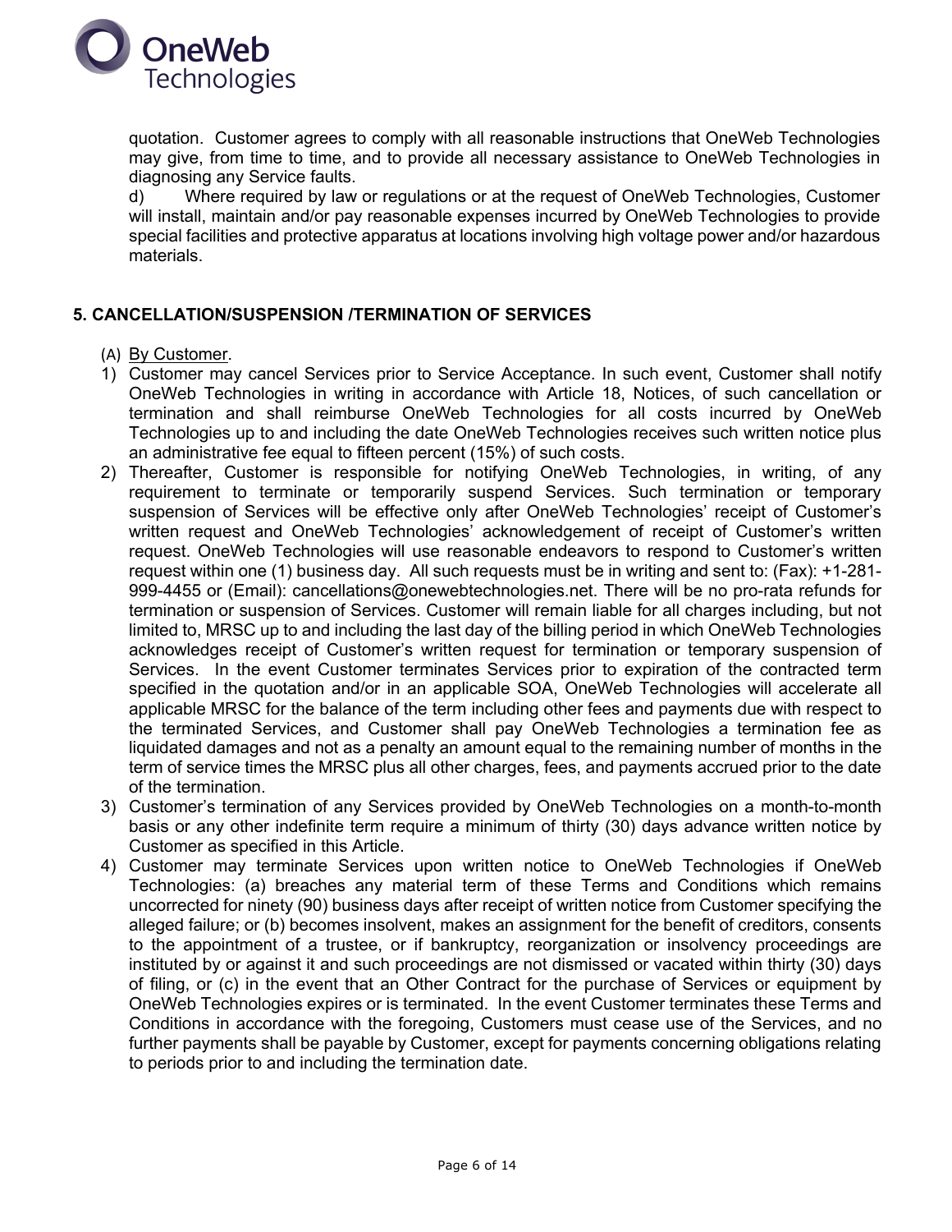quotation. Customer agrees to comply with all reasonable instructions that OneWeb Technologies may give, from time to time, and to provide all necessary assistance to OneWeb Technologies in diagnosing any Service faults.

d) Where required by law or regulations or at the request of OneWeb Technologies, Customer will install, maintain and/or pay reasonable expenses incurred by OneWeb Technologies to provide special facilities and protective apparatus at locations involving high voltage power and/or hazardous materials.

## 5. CANCELLATION/SUSPENSION /TERMINATION OF SERVICES

(A) By Customer.

1) Customer may cancel Services prior to Service Acceptance. In such event, Customer shall notify OneWeb Technologies in writing in accordance with Article 18, Notices, of such cancellation or termination and shall reimburse OneWeb Technologies for all costs incurred by OneWeb Technologies up to and including the date OneWeb Technologies receives such written notice plus an administrative fee equal to fifteen percent (15%) of such costs.
2) Thereafter, Customer is responsible for notifying OneWeb Technologies, in writing, of any requirement to terminate or temporarily suspend Services. Such termination or temporary suspension of Services will be effective only after OneWeb Technologies' receipt of Customer's written request and OneWeb Technologies' acknowledgement of receipt of Customer's written request. OneWeb Technologies will use reasonable endeavors to respond to Customer's written request within one (1) business day. All such requests must be in writing and sent to: (Fax): +1-281-999-4455 or (Email): cancellations@onewebtechnologies.net. There will be no pro-rata refunds for termination or suspension of Services. Customer will remain liable for all charges including, but not limited to, MRSC up to and including the last day of the billing period in which OneWeb Technologies acknowledges receipt of Customer's written request for termination or temporary suspension of Services. In the event Customer terminates Services prior to expiration of the contracted term specified in the quotation and/or in an applicable SOA, OneWeb Technologies will accelerate all applicable MRSC for the balance of the term including other fees and payments due with respect to the terminated Services, and Customer shall pay OneWeb Technologies a termination fee as liquidated damages and not as a penalty an amount equal to the remaining number of months in the term of service times the MRSC plus all other charges, fees, and payments accrued prior to the date of the termination.
3) Customer's termination of any Services provided by OneWeb Technologies on a month-to-month basis or any other indefinite term require a minimum of thirty (30) days advance written notice by Customer as specified in this Article.
4) Customer may terminate Services upon written notice to OneWeb Technologies if OneWeb Technologies: (a) breaches any material term of these Terms and Conditions which remains uncorrected for ninety (90) business days after receipt of written notice from Customer specifying the alleged failure; or (b) becomes insolvent, makes an assignment for the benefit of creditors, consents to the appointment of a trustee, or if bankruptcy, reorganization or insolvency proceedings are instituted by or against it and such proceedings are not dismissed or vacated within thirty (30) days of filing, or (c) in the event that an Other Contract for the purchase of Services or equipment by OneWeb Technologies expires or is terminated. In the event Customer terminates these Terms and Conditions in accordance with the foregoing, Customers must cease use of the Services, and no further payments shall be payable by Customer, except for payments concerning obligations relating to periods prior to and including the termination date.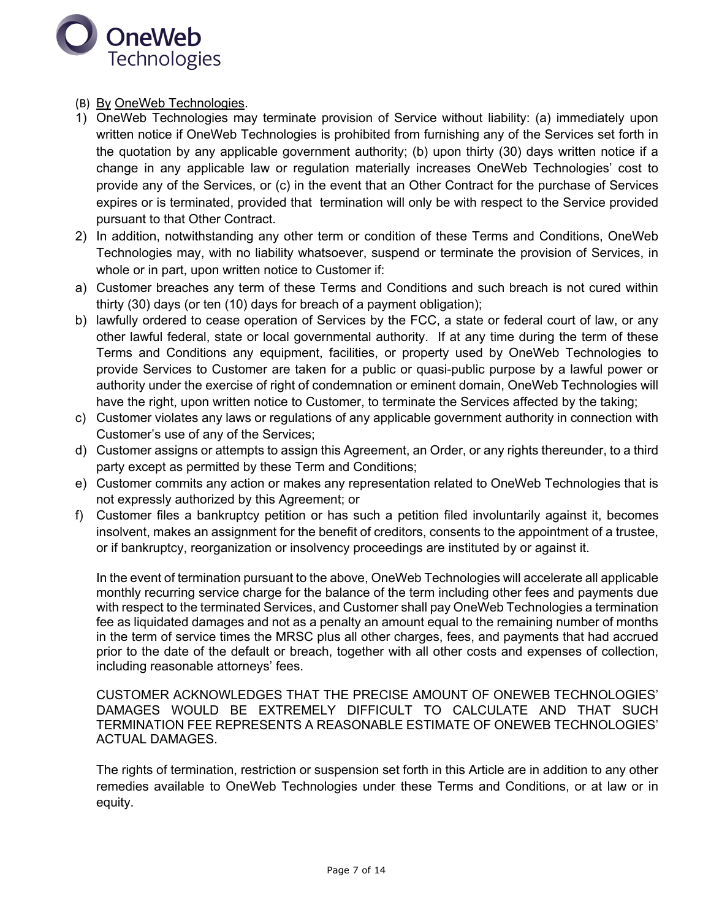(B) By OneWeb Technologies.

1) OneWeb Technologies may terminate provision of Service without liability: (a) immediately upon written notice if OneWeb Technologies is prohibited from furnishing any of the Services set forth in the quotation by any applicable government authority; (b) upon thirty (30) days written notice if a change in any applicable law or regulation materially increases OneWeb Technologies' cost to provide any of the Services, or (c) in the event that an Other Contract for the purchase of Services expires or is terminated, provided that termination will only be with respect to the Service provided pursuant to that Other Contract.
2) In addition, notwithstanding any other term or condition of these Terms and Conditions, OneWeb Technologies may, with no liability whatsoever, suspend or terminate the provision of Services, in whole or in part, upon written notice to Customer if:

a) Customer breaches any term of these Terms and Conditions and such breach is not cured within thirty (30) days (or ten (10) days for breach of a payment obligation);
b) lawfully ordered to cease operation of Services by the FCC, a state or federal court of law, or any other lawful federal, state or local governmental authority. If at any time during the term of these Terms and Conditions any equipment, facilities, or property used by OneWeb Technologies to provide Services to Customer are taken for a public or quasi-public purpose by a lawful power or authority under the exercise of right of condemnation or eminent domain, OneWeb Technologies will have the right, upon written notice to Customer, to terminate the Services affected by the taking;
c) Customer violates any laws or regulations of any applicable government authority in connection with Customer's use of any of the Services;
d) Customer assigns or attempts to assign this Agreement, an Order, or any rights thereunder, to a third party except as permitted by these Term and Conditions;
e) Customer commits any action or makes any representation related to OneWeb Technologies that is not expressly authorized by this Agreement; or
f) Customer files a bankruptcy petition or has such a petition filed involuntarily against it, becomes insolvent, makes an assignment for the benefit of creditors, consents to the appointment of a trustee, or if bankruptcy, reorganization or insolvency proceedings are instituted by or against it.

In the event of termination pursuant to the above, OneWeb Technologies will accelerate all applicable monthly recurring service charge for the balance of the term including other fees and payments due with respect to the terminated Services, and Customer shall pay OneWeb Technologies a termination fee as liquidated damages and not as a penalty an amount equal to the remaining number of months in the term of service times the MRSC plus all other charges, fees, and payments that had accrued prior to the date of the default or breach, together with all other costs and expenses of collection, including reasonable attorneys' fees.

CUSTOMER ACKNOWLEDGES THAT THE PRECISE AMOUNT OF ONEWEB TECHNOLOGIES' DAMAGES WOULD BE EXTREMELY DIFFICULT TO CALCULATE AND THAT SUCH TERMINATION FEE REPRESENTS A REASONABLE ESTIMATE OF ONEWEB TECHNOLOGIES' ACTUAL DAMAGES.

The rights of termination, restriction or suspension set forth in this Article are in addition to any other remedies available to OneWeb Technologies under these Terms and Conditions, or at law or in equity.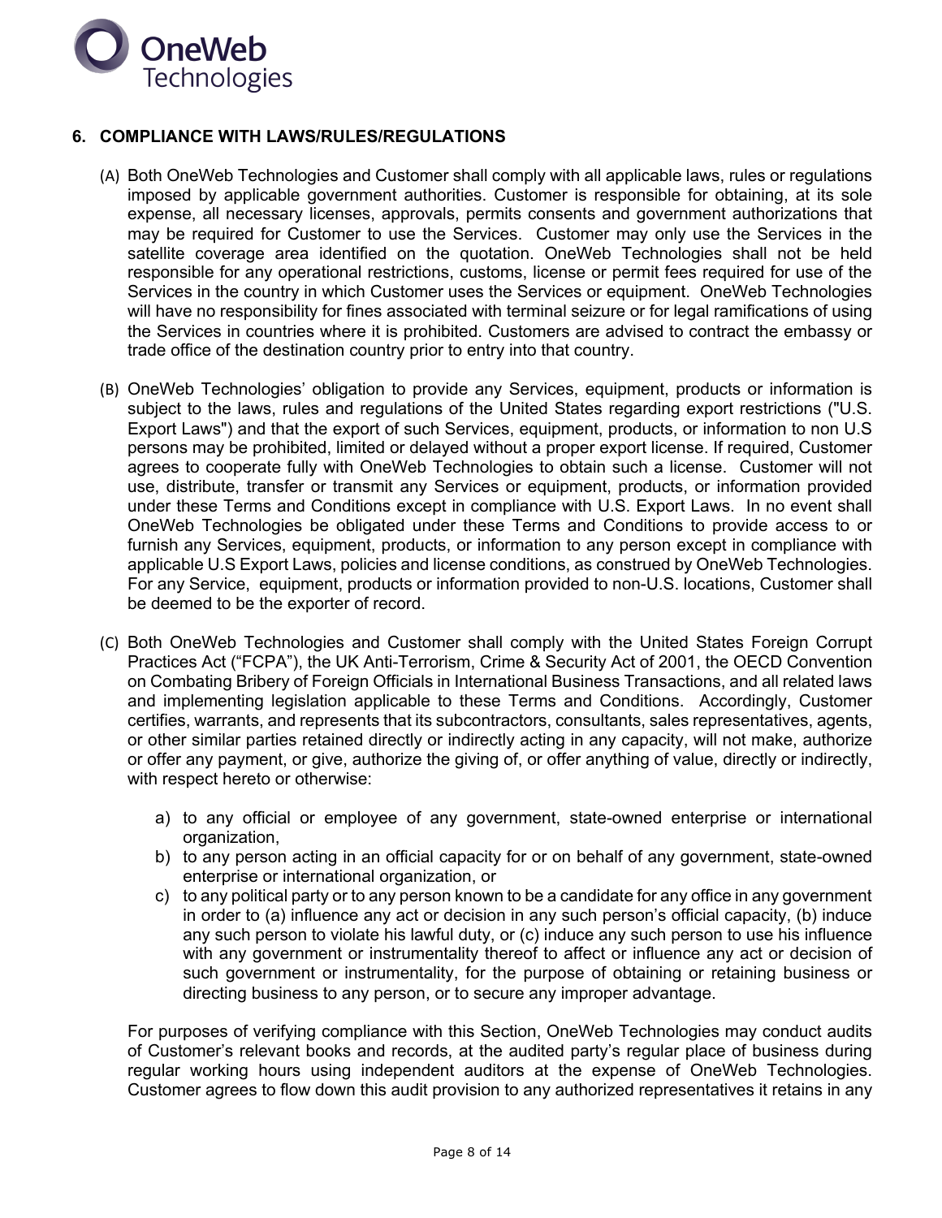## 6. COMPLIANCE WITH LAWS/RULES/REGULATIONS

(A) Both OneWeb Technologies and Customer shall comply with all applicable laws, rules or regulations imposed by applicable government authorities. Customer is responsible for obtaining, at its sole expense, all necessary licenses, approvals, permits consents and government authorizations that may be required for Customer to use the Services. Customer may only use the Services in the satellite coverage area identified on the quotation. OneWeb Technologies shall not be held responsible for any operational restrictions, customs, license or permit fees required for use of the Services in the country in which Customer uses the Services or equipment. OneWeb Technologies will have no responsibility for fines associated with terminal seizure or for legal ramifications of using the Services in countries where it is prohibited. Customers are advised to contract the embassy or trade office of the destination country prior to entry into that country.

(B) OneWeb Technologies' obligation to provide any Services, equipment, products or information is subject to the laws, rules and regulations of the United States regarding export restrictions ("U.S. Export Laws") and that the export of such Services, equipment, products, or information to non U.S persons may be prohibited, limited or delayed without a proper export license. If required, Customer agrees to cooperate fully with OneWeb Technologies to obtain such a license. Customer will not use, distribute, transfer or transmit any Services or equipment, products, or information provided under these Terms and Conditions except in compliance with U.S. Export Laws. In no event shall OneWeb Technologies be obligated under these Terms and Conditions to provide access to or furnish any Services, equipment, products, or information to any person except in compliance with applicable U.S Export Laws, policies and license conditions, as construed by OneWeb Technologies. For any Service, equipment, products or information provided to non-U.S. locations, Customer shall be deemed to be the exporter of record.

(C) Both OneWeb Technologies and Customer shall comply with the United States Foreign Corrupt Practices Act ("FCPA"), the UK Anti-Terrorism, Crime & Security Act of 2001, the OECD Convention on Combating Bribery of Foreign Officials in International Business Transactions, and all related laws and implementing legislation applicable to these Terms and Conditions. Accordingly, Customer certifies, warrants, and represents that its subcontractors, consultants, sales representatives, agents, or other similar parties retained directly or indirectly acting in any capacity, will not make, authorize or offer any payment, or give, authorize the giving of, or offer anything of value, directly or indirectly, with respect hereto or otherwise:

a) to any official or employee of any government, state-owned enterprise or international organization,
b) to any person acting in an official capacity for or on behalf of any government, state-owned enterprise or international organization, or
c) to any political party or to any person known to be a candidate for any office in any government in order to (a) influence any act or decision in any such person's official capacity, (b) induce any such person to violate his lawful duty, or (c) induce any such person to use his influence with any government or instrumentality thereof to affect or influence any act or decision of such government or instrumentality, for the purpose of obtaining or retaining business or directing business to any person, or to secure any improper advantage.

For purposes of verifying compliance with this Section, OneWeb Technologies may conduct audits of Customer's relevant books and records, at the audited party's regular place of business during regular working hours using independent auditors at the expense of OneWeb Technologies. Customer agrees to flow down this audit provision to any authorized representatives it retains in any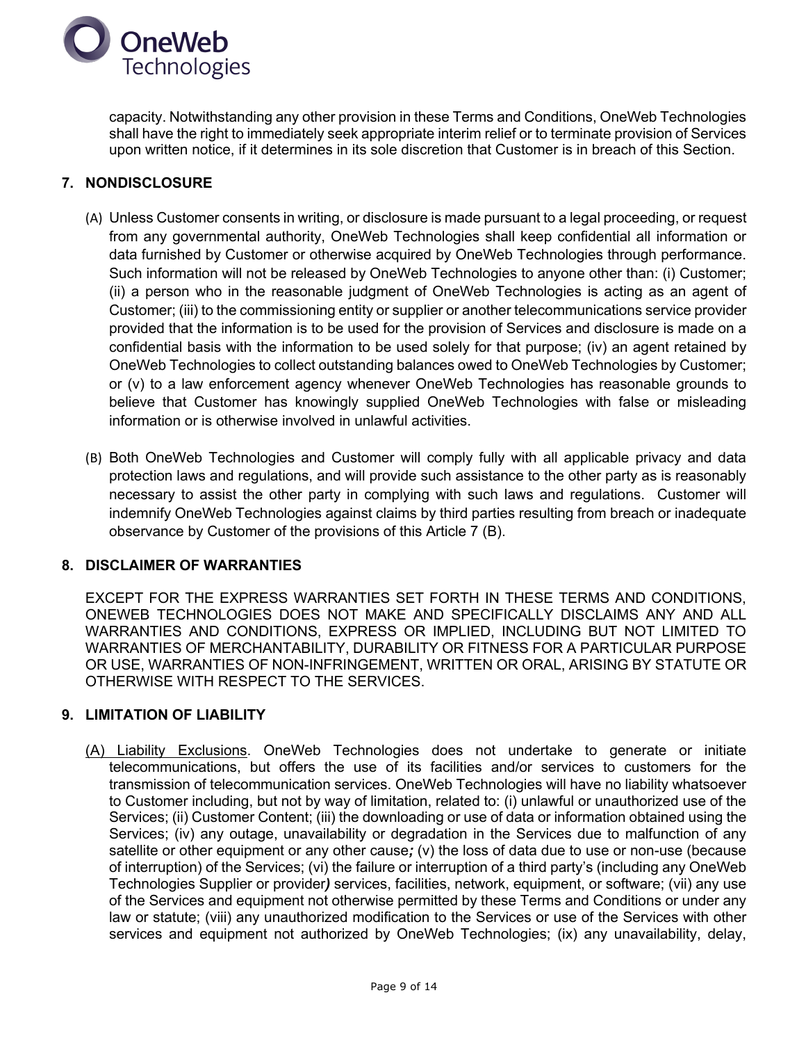capacity. Notwithstanding any other provision in these Terms and Conditions, OneWeb Technologies shall have the right to immediately seek appropriate interim relief or to terminate provision of Services upon written notice, if it determines in its sole discretion that Customer is in breach of this Section.

## 7. NONDISCLOSURE

(A) Unless Customer consents in writing, or disclosure is made pursuant to a legal proceeding, or request from any governmental authority, OneWeb Technologies shall keep confidential all information or data furnished by Customer or otherwise acquired by OneWeb Technologies through performance. Such information will not be released by OneWeb Technologies to anyone other than: (i) Customer; (ii) a person who in the reasonable judgment of OneWeb Technologies is acting as an agent of Customer; (iii) to the commissioning entity or supplier or another telecommunications service provider provided that the information is to be used for the provision of Services and disclosure is made on a confidential basis with the information to be used solely for that purpose; (iv) an agent retained by OneWeb Technologies to collect outstanding balances owed to OneWeb Technologies by Customer; or (v) to a law enforcement agency whenever OneWeb Technologies has reasonable grounds to believe that Customer has knowingly supplied OneWeb Technologies with false or misleading information or is otherwise involved in unlawful activities.

(B) Both OneWeb Technologies and Customer will comply fully with all applicable privacy and data protection laws and regulations, and will provide such assistance to the other party as is reasonably necessary to assist the other party in complying with such laws and regulations. Customer will indemnify OneWeb Technologies against claims by third parties resulting from breach or inadequate observance by Customer of the provisions of this Article 7 (B).

## 8. DISCLAIMER OF WARRANTIES

EXCEPT FOR THE EXPRESS WARRANTIES SET FORTH IN THESE TERMS AND CONDITIONS, ONEWEB TECHNOLOGIES DOES NOT MAKE AND SPECIFICALLY DISCLAIMS ANY AND ALL WARRANTIES AND CONDITIONS, EXPRESS OR IMPLIED, INCLUDING BUT NOT LIMITED TO WARRANTIES OF MERCHANTABILITY, DURABILITY OR FITNESS FOR A PARTICULAR PURPOSE OR USE, WARRANTIES OF NON-INFRINGEMENT, WRITTEN OR ORAL, ARISING BY STATUTE OR OTHERWISE WITH RESPECT TO THE SERVICES.

## 9. LIMITATION OF LIABILITY

(A) Liability Exclusions. OneWeb Technologies does not undertake to generate or initiate telecommunications, but offers the use of its facilities and/or services to customers for the transmission of telecommunication services. OneWeb Technologies will have no liability whatsoever to Customer including, but not by way of limitation, related to: (i) unlawful or unauthorized use of the Services; (ii) Customer Content; (iii) the downloading or use of data or information obtained using the Services; (iv) any outage, unavailability or degradation in the Services due to malfunction of any satellite or other equipment or any other cause***;*** (v) the loss of data due to use or non-use (because of interruption) of the Services; (vi) the failure or interruption of a third party's (including any OneWeb Technologies Supplier or provider***)*** services, facilities, network, equipment, or software; (vii) any use of the Services and equipment not otherwise permitted by these Terms and Conditions or under any law or statute; (viii) any unauthorized modification to the Services or use of the Services with other services and equipment not authorized by OneWeb Technologies; (ix) any unavailability, delay,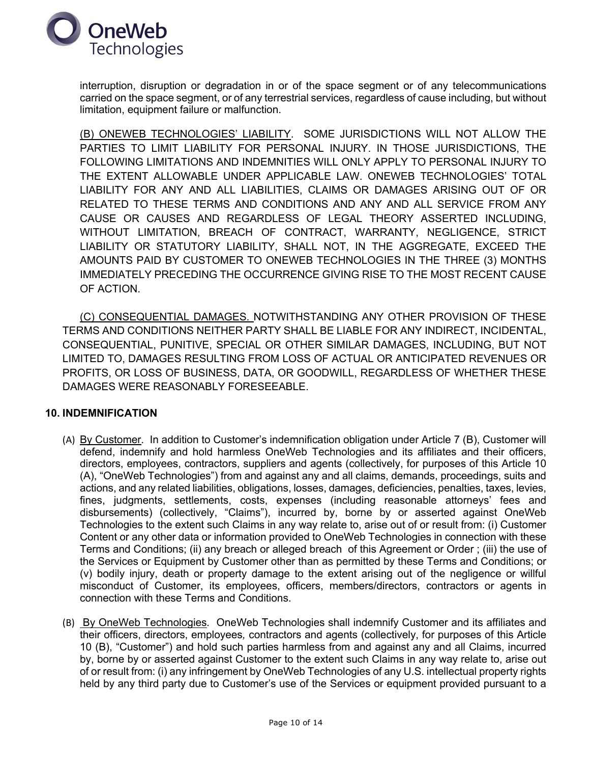interruption, disruption or degradation in or of the space segment or of any telecommunications carried on the space segment, or of any terrestrial services, regardless of cause including, but without limitation, equipment failure or malfunction.

(B) ONEWEB TECHNOLOGIES' LIABILITY. SOME JURISDICTIONS WILL NOT ALLOW THE PARTIES TO LIMIT LIABILITY FOR PERSONAL INJURY. IN THOSE JURISDICTIONS, THE FOLLOWING LIMITATIONS AND INDEMNITIES WILL ONLY APPLY TO PERSONAL INJURY TO THE EXTENT ALLOWABLE UNDER APPLICABLE LAW. ONEWEB TECHNOLOGIES' TOTAL LIABILITY FOR ANY AND ALL LIABILITIES, CLAIMS OR DAMAGES ARISING OUT OF OR RELATED TO THESE TERMS AND CONDITIONS AND ANY AND ALL SERVICE FROM ANY CAUSE OR CAUSES AND REGARDLESS OF LEGAL THEORY ASSERTED INCLUDING, WITHOUT LIMITATION, BREACH OF CONTRACT, WARRANTY, NEGLIGENCE, STRICT LIABILITY OR STATUTORY LIABILITY, SHALL NOT, IN THE AGGREGATE, EXCEED THE AMOUNTS PAID BY CUSTOMER TO ONEWEB TECHNOLOGIES IN THE THREE (3) MONTHS IMMEDIATELY PRECEDING THE OCCURRENCE GIVING RISE TO THE MOST RECENT CAUSE OF ACTION.

(C) CONSEQUENTIAL DAMAGES. NOTWITHSTANDING ANY OTHER PROVISION OF THESE TERMS AND CONDITIONS NEITHER PARTY SHALL BE LIABLE FOR ANY INDIRECT, INCIDENTAL, CONSEQUENTIAL, PUNITIVE, SPECIAL OR OTHER SIMILAR DAMAGES, INCLUDING, BUT NOT LIMITED TO, DAMAGES RESULTING FROM LOSS OF ACTUAL OR ANTICIPATED REVENUES OR PROFITS, OR LOSS OF BUSINESS, DATA, OR GOODWILL, REGARDLESS OF WHETHER THESE DAMAGES WERE REASONABLY FORESEEABLE.

## 10. INDEMNIFICATION

(A) By Customer. In addition to Customer's indemnification obligation under Article 7 (B), Customer will defend, indemnify and hold harmless OneWeb Technologies and its affiliates and their officers, directors, employees, contractors, suppliers and agents (collectively, for purposes of this Article 10 (A), "OneWeb Technologies") from and against any and all claims, demands, proceedings, suits and actions, and any related liabilities, obligations, losses, damages, deficiencies, penalties, taxes, levies, fines, judgments, settlements, costs, expenses (including reasonable attorneys' fees and disbursements) (collectively, "Claims"), incurred by, borne by or asserted against OneWeb Technologies to the extent such Claims in any way relate to, arise out of or result from: (i) Customer Content or any other data or information provided to OneWeb Technologies in connection with these Terms and Conditions; (ii) any breach or alleged breach of this Agreement or Order ; (iii) the use of the Services or Equipment by Customer other than as permitted by these Terms and Conditions; or (v) bodily injury, death or property damage to the extent arising out of the negligence or willful misconduct of Customer, its employees, officers, members/directors, contractors or agents in connection with these Terms and Conditions.

(B) By OneWeb Technologies. OneWeb Technologies shall indemnify Customer and its affiliates and their officers, directors, employees, contractors and agents (collectively, for purposes of this Article 10 (B), "Customer") and hold such parties harmless from and against any and all Claims, incurred by, borne by or asserted against Customer to the extent such Claims in any way relate to, arise out of or result from: (i) any infringement by OneWeb Technologies of any U.S. intellectual property rights held by any third party due to Customer's use of the Services or equipment provided pursuant to a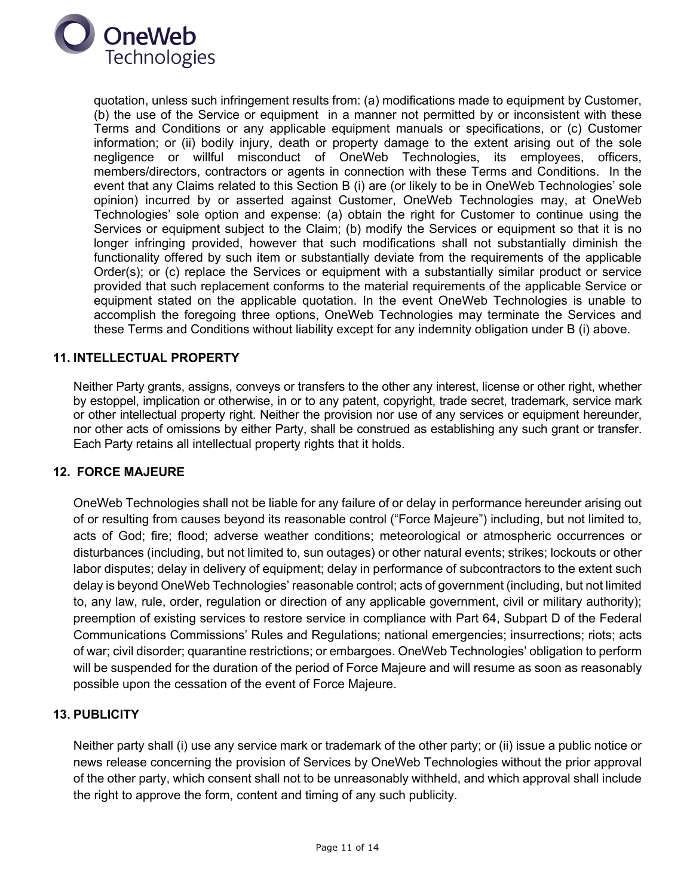quotation, unless such infringement results from: (a) modifications made to equipment by Customer, (b) the use of the Service or equipment in a manner not permitted by or inconsistent with these Terms and Conditions or any applicable equipment manuals or specifications, or (c) Customer information; or (ii) bodily injury, death or property damage to the extent arising out of the sole negligence or willful misconduct of OneWeb Technologies, its employees, officers, members/directors, contractors or agents in connection with these Terms and Conditions. In the event that any Claims related to this Section B (i) are (or likely to be in OneWeb Technologies' sole opinion) incurred by or asserted against Customer, OneWeb Technologies may, at OneWeb Technologies' sole option and expense: (a) obtain the right for Customer to continue using the Services or equipment subject to the Claim; (b) modify the Services or equipment so that it is no longer infringing provided, however that such modifications shall not substantially diminish the functionality offered by such item or substantially deviate from the requirements of the applicable Order(s); or (c) replace the Services or equipment with a substantially similar product or service provided that such replacement conforms to the material requirements of the applicable Service or equipment stated on the applicable quotation. In the event OneWeb Technologies is unable to accomplish the foregoing three options, OneWeb Technologies may terminate the Services and these Terms and Conditions without liability except for any indemnity obligation under B (i) above.

## 11. INTELLECTUAL PROPERTY

Neither Party grants, assigns, conveys or transfers to the other any interest, license or other right, whether by estoppel, implication or otherwise, in or to any patent, copyright, trade secret, trademark, service mark or other intellectual property right. Neither the provision nor use of any services or equipment hereunder, nor other acts of omissions by either Party, shall be construed as establishing any such grant or transfer. Each Party retains all intellectual property rights that it holds.

## 12. FORCE MAJEURE

OneWeb Technologies shall not be liable for any failure of or delay in performance hereunder arising out of or resulting from causes beyond its reasonable control ("Force Majeure") including, but not limited to, acts of God; fire; flood; adverse weather conditions; meteorological or atmospheric occurrences or disturbances (including, but not limited to, sun outages) or other natural events; strikes; lockouts or other labor disputes; delay in delivery of equipment; delay in performance of subcontractors to the extent such delay is beyond OneWeb Technologies' reasonable control; acts of government (including, but not limited to, any law, rule, order, regulation or direction of any applicable government, civil or military authority); preemption of existing services to restore service in compliance with Part 64, Subpart D of the Federal Communications Commissions' Rules and Regulations; national emergencies; insurrections; riots; acts of war; civil disorder; quarantine restrictions; or embargoes. OneWeb Technologies' obligation to perform will be suspended for the duration of the period of Force Majeure and will resume as soon as reasonably possible upon the cessation of the event of Force Majeure.

## 13. PUBLICITY

Neither party shall (i) use any service mark or trademark of the other party; or (ii) issue a public notice or news release concerning the provision of Services by OneWeb Technologies without the prior approval of the other party, which consent shall not to be unreasonably withheld, and which approval shall include the right to approve the form, content and timing of any such publicity.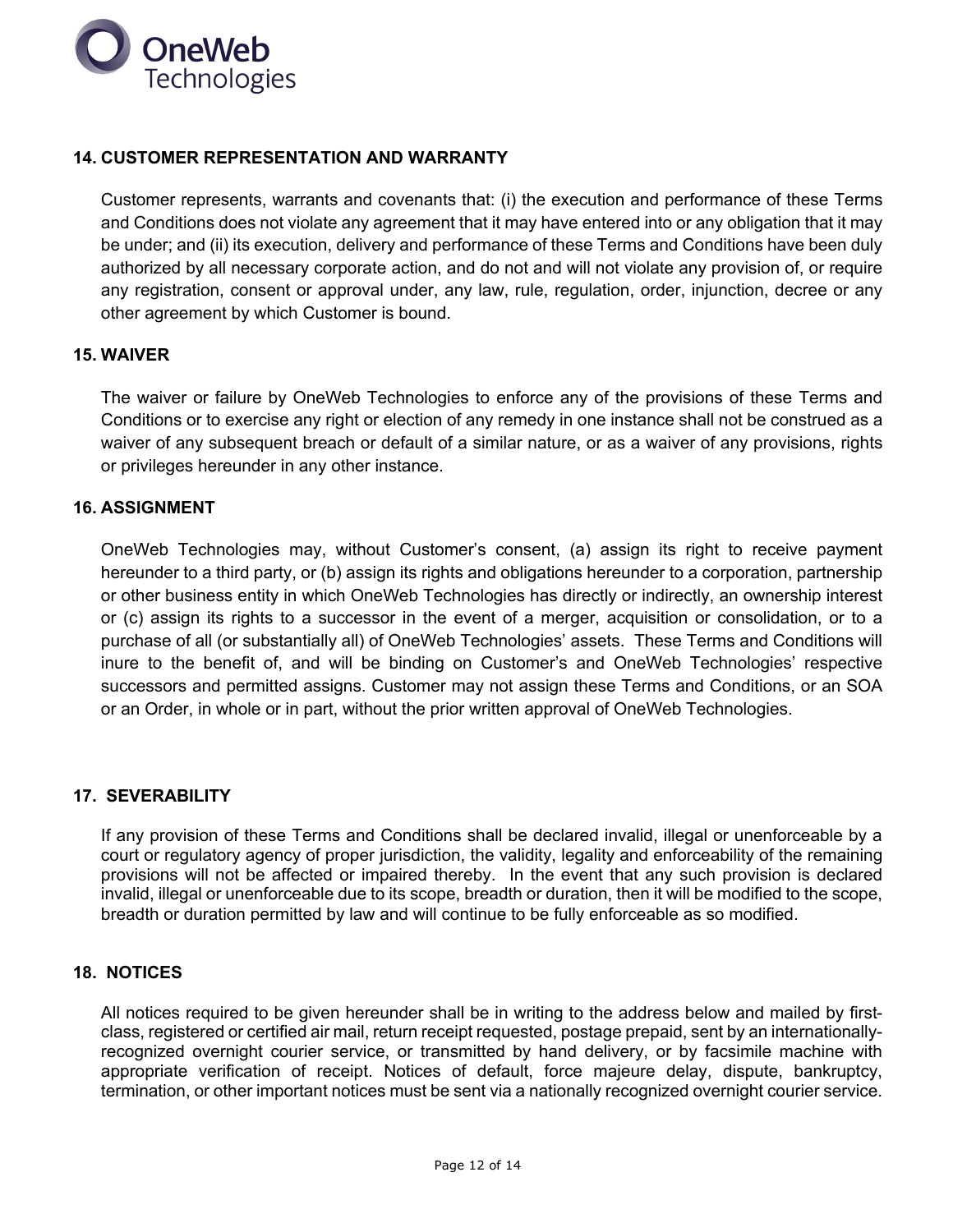## 14. CUSTOMER REPRESENTATION AND WARRANTY

Customer represents, warrants and covenants that: (i) the execution and performance of these Terms and Conditions does not violate any agreement that it may have entered into or any obligation that it may be under; and (ii) its execution, delivery and performance of these Terms and Conditions have been duly authorized by all necessary corporate action, and do not and will not violate any provision of, or require any registration, consent or approval under, any law, rule, regulation, order, injunction, decree or any other agreement by which Customer is bound.

## 15. WAIVER

The waiver or failure by OneWeb Technologies to enforce any of the provisions of these Terms and Conditions or to exercise any right or election of any remedy in one instance shall not be construed as a waiver of any subsequent breach or default of a similar nature, or as a waiver of any provisions, rights or privileges hereunder in any other instance.

## 16. ASSIGNMENT

OneWeb Technologies may, without Customer's consent, (a) assign its right to receive payment hereunder to a third party, or (b) assign its rights and obligations hereunder to a corporation, partnership or other business entity in which OneWeb Technologies has directly or indirectly, an ownership interest or (c) assign its rights to a successor in the event of a merger, acquisition or consolidation, or to a purchase of all (or substantially all) of OneWeb Technologies' assets. These Terms and Conditions will inure to the benefit of, and will be binding on Customer's and OneWeb Technologies' respective successors and permitted assigns. Customer may not assign these Terms and Conditions, or an SOA or an Order, in whole or in part, without the prior written approval of OneWeb Technologies.

## 17. SEVERABILITY

If any provision of these Terms and Conditions shall be declared invalid, illegal or unenforceable by a court or regulatory agency of proper jurisdiction, the validity, legality and enforceability of the remaining provisions will not be affected or impaired thereby. In the event that any such provision is declared invalid, illegal or unenforceable due to its scope, breadth or duration, then it will be modified to the scope, breadth or duration permitted by law and will continue to be fully enforceable as so modified.

## 18. NOTICES

All notices required to be given hereunder shall be in writing to the address below and mailed by first-class, registered or certified air mail, return receipt requested, postage prepaid, sent by an internationally-recognized overnight courier service, or transmitted by hand delivery, or by facsimile machine with appropriate verification of receipt. Notices of default, force majeure delay, dispute, bankruptcy, termination, or other important notices must be sent via a nationally recognized overnight courier service.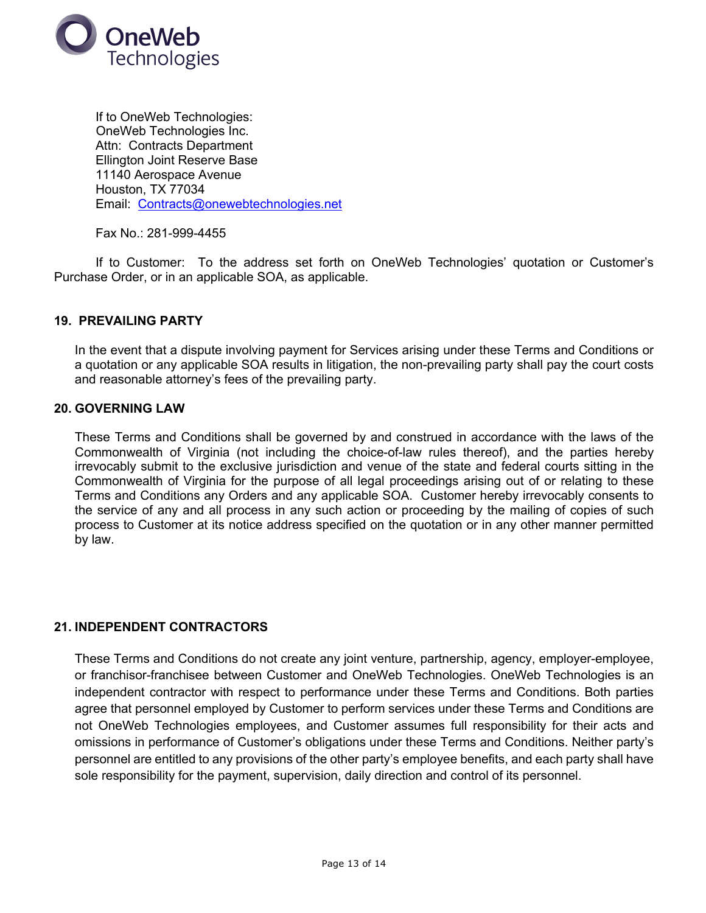If to OneWeb Technologies:
OneWeb Technologies Inc.
Attn: Contracts Department
Ellington Joint Reserve Base
11140 Aerospace Avenue
Houston, TX 77034
Email: Contracts@onewebtechnologies.net

Fax No.: 281-999-4455

If to Customer: To the address set forth on OneWeb Technologies' quotation or Customer's Purchase Order, or in an applicable SOA, as applicable.

## 19. PREVAILING PARTY

In the event that a dispute involving payment for Services arising under these Terms and Conditions or a quotation or any applicable SOA results in litigation, the non-prevailing party shall pay the court costs and reasonable attorney's fees of the prevailing party.

## 20. GOVERNING LAW

These Terms and Conditions shall be governed by and construed in accordance with the laws of the Commonwealth of Virginia (not including the choice-of-law rules thereof), and the parties hereby irrevocably submit to the exclusive jurisdiction and venue of the state and federal courts sitting in the Commonwealth of Virginia for the purpose of all legal proceedings arising out of or relating to these Terms and Conditions any Orders and any applicable SOA. Customer hereby irrevocably consents to the service of any and all process in any such action or proceeding by the mailing of copies of such process to Customer at its notice address specified on the quotation or in any other manner permitted by law.

## 21. INDEPENDENT CONTRACTORS

These Terms and Conditions do not create any joint venture, partnership, agency, employer-employee, or franchisor-franchisee between Customer and OneWeb Technologies. OneWeb Technologies is an independent contractor with respect to performance under these Terms and Conditions. Both parties agree that personnel employed by Customer to perform services under these Terms and Conditions are not OneWeb Technologies employees, and Customer assumes full responsibility for their acts and omissions in performance of Customer's obligations under these Terms and Conditions. Neither party's personnel are entitled to any provisions of the other party's employee benefits, and each party shall have sole responsibility for the payment, supervision, daily direction and control of its personnel.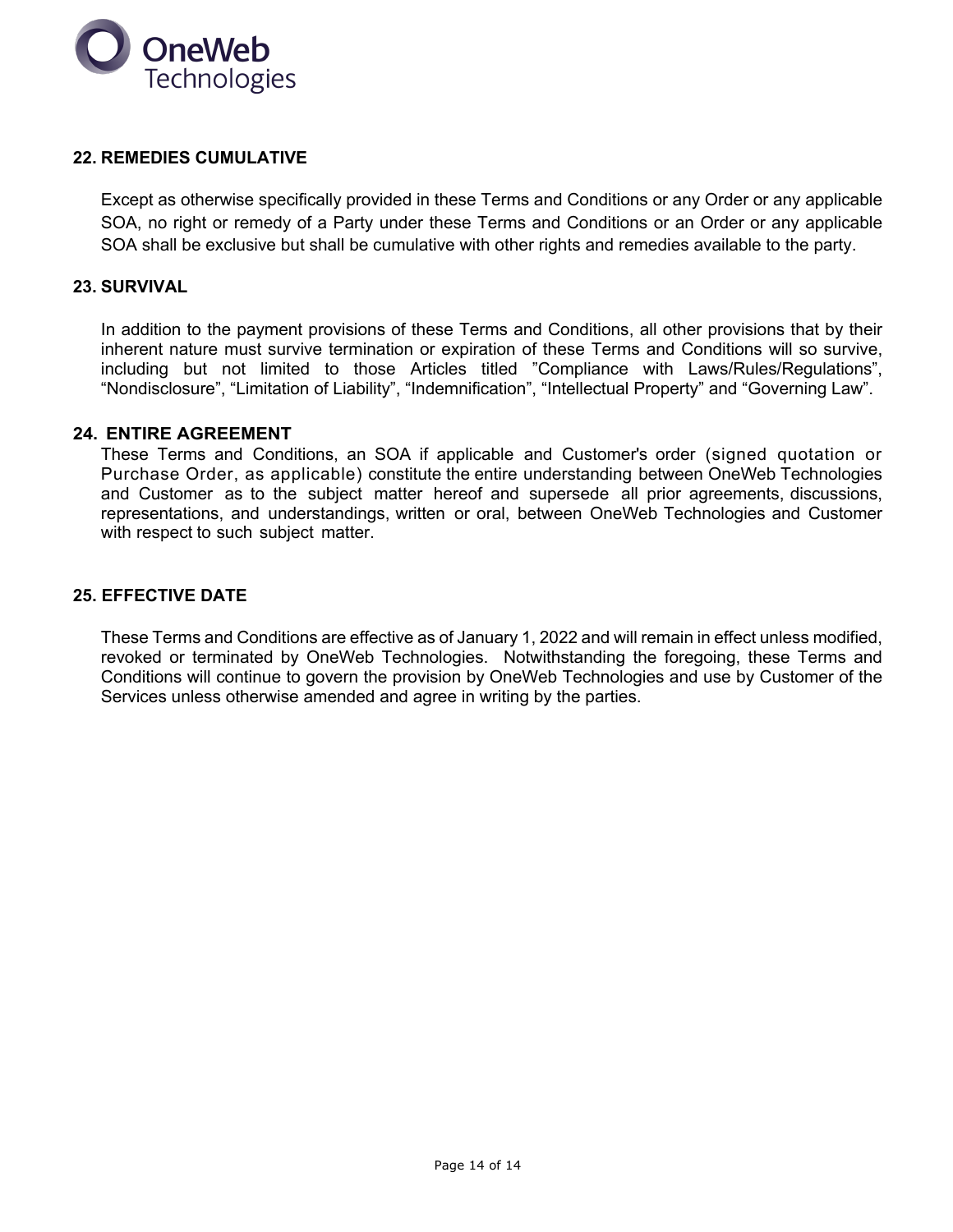## 22. REMEDIES CUMULATIVE

Except as otherwise specifically provided in these Terms and Conditions or any Order or any applicable SOA, no right or remedy of a Party under these Terms and Conditions or an Order or any applicable SOA shall be exclusive but shall be cumulative with other rights and remedies available to the party.

## 23. SURVIVAL

In addition to the payment provisions of these Terms and Conditions, all other provisions that by their inherent nature must survive termination or expiration of these Terms and Conditions will so survive, including but not limited to those Articles titled "Compliance with Laws/Rules/Regulations", "Nondisclosure", "Limitation of Liability", "Indemnification", "Intellectual Property" and "Governing Law".

## 24. ENTIRE AGREEMENT

These Terms and Conditions, an SOA if applicable and Customer's order (signed quotation or Purchase Order, as applicable) constitute the entire understanding between OneWeb Technologies and Customer as to the subject matter hereof and supersede all prior agreements, discussions, representations, and understandings, written or oral, between OneWeb Technologies and Customer with respect to such subject matter.

## 25. EFFECTIVE DATE

These Terms and Conditions are effective as of January 1, 2022 and will remain in effect unless modified, revoked or terminated by OneWeb Technologies. Notwithstanding the foregoing, these Terms and Conditions will continue to govern the provision by OneWeb Technologies and use by Customer of the Services unless otherwise amended and agree in writing by the parties.